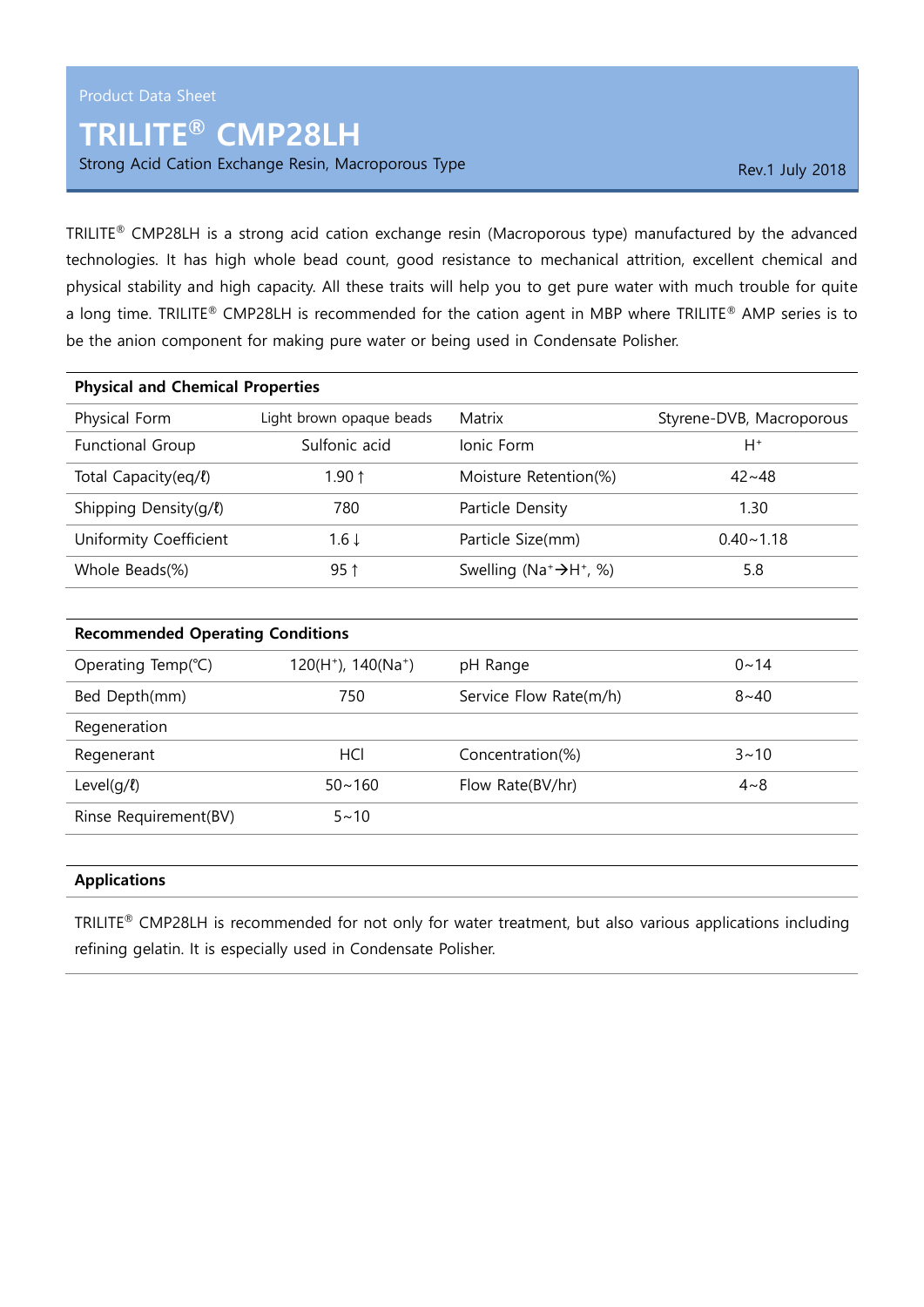Product Data Sheet

# TRILITE® CMP28LH

Strong Acid Cation Exchange Resin, Macroporous Type

Rev.1 July 2018

TRILITE® CMP28LH is a strong acid cation exchange resin (Macroporous type) manufactured by the advanced technologies. It has high whole bead count, good resistance to mechanical attrition, excellent chemical and physical stability and high capacity. All these traits will help you to get pure water with much trouble for quite a long time. TRILITE® CMP28LH is recommended for the cation agent in MBP where TRILITE® AMP series is to be the anion component for making pure water or being used in Condensate Polisher.

| **Physical and Chemical Properties** | | | |
|---|---|---|---|
| Physical Form | Light brown opaque beads | Matrix | Styrene-DVB, Macroporous |
| Functional Group | Sulfonic acid | Ionic Form | $H^+$ |
| Total Capacity(eq/ℓ) | 1.90↑ | Moisture Retention(%) | 42~48 |
| Shipping Density(g/ℓ) | 780 | Particle Density | 1.30 |
| Uniformity Coefficient | 1.6↓ | Particle Size(mm) | 0.40~1.18 |
| Whole Beads(%) | 95↑ | Swelling ($Na^+ \rightarrow H^+$, %) | 5.8 |

| **Recommended Operating Conditions** | | | |
|---|---|---|---|
| Operating Temp(℃) | 120($H^+$), 140($Na^+$) | pH Range | 0~14 |
| Bed Depth(mm) | 750 | Service Flow Rate(m/h) | 8~40 |
| Regeneration | | | |
| Regenerant | HCl | Concentration(%) | 3~10 |
| Level(g/ℓ) | 50~160 | Flow Rate(BV/hr) | 4~8 |
| Rinse Requirement(BV) | 5~10 | | |

## Applications

TRILITE® CMP28LH is recommended for not only for water treatment, but also various applications including refining gelatin. It is especially used in Condensate Polisher.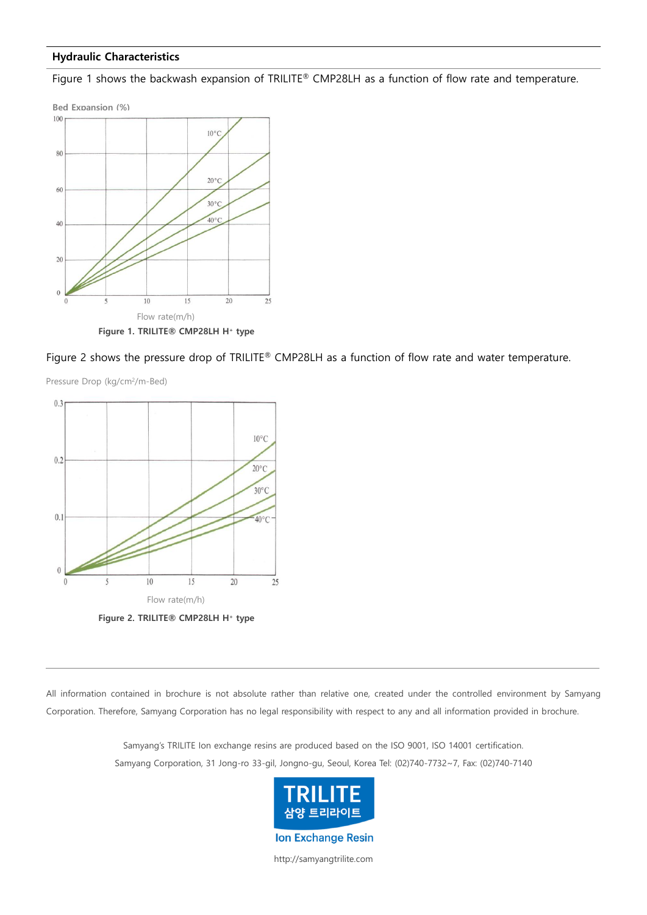## Hydraulic Characteristics

Figure 1 shows the backwash expansion of TRILITE® CMP28LH as a function of flow rate and temperature.

Bed Expansion (%)

100
80
60
40
20
0

10°C
20°C
30°C
40°C

0 5 10 15 20 25

Flow rate(m/h)

**Figure 1. TRILITE® CMP28LH H⁺ type**

Figure 2 shows the pressure drop of TRILITE® CMP28LH as a function of flow rate and water temperature.

Pressure Drop (kg/cm²/m-Bed)

0.3
0.2
0.1
0

10°C
20°C
30°C
40°C

0 5 10 15 20 25

Flow rate(m/h)

**Figure 2. TRILITE® CMP28LH H⁺ type**

All information contained in brochure is not absolute rather than relative one, created under the controlled environment by Samyang Corporation. Therefore, Samyang Corporation has no legal responsibility with respect to any and all information provided in brochure.

Samyang's TRILITE Ion exchange resins are produced based on the ISO 9001, ISO 14001 certification.

Samyang Corporation, 31 Jong-ro 33-gil, Jongno-gu, Seoul, Korea Tel: (02)740-7732~7, Fax: (02)740-7140

TRILITE
삼양 트리라이트
Ion Exchange Resin

http://samyangtrilite.com